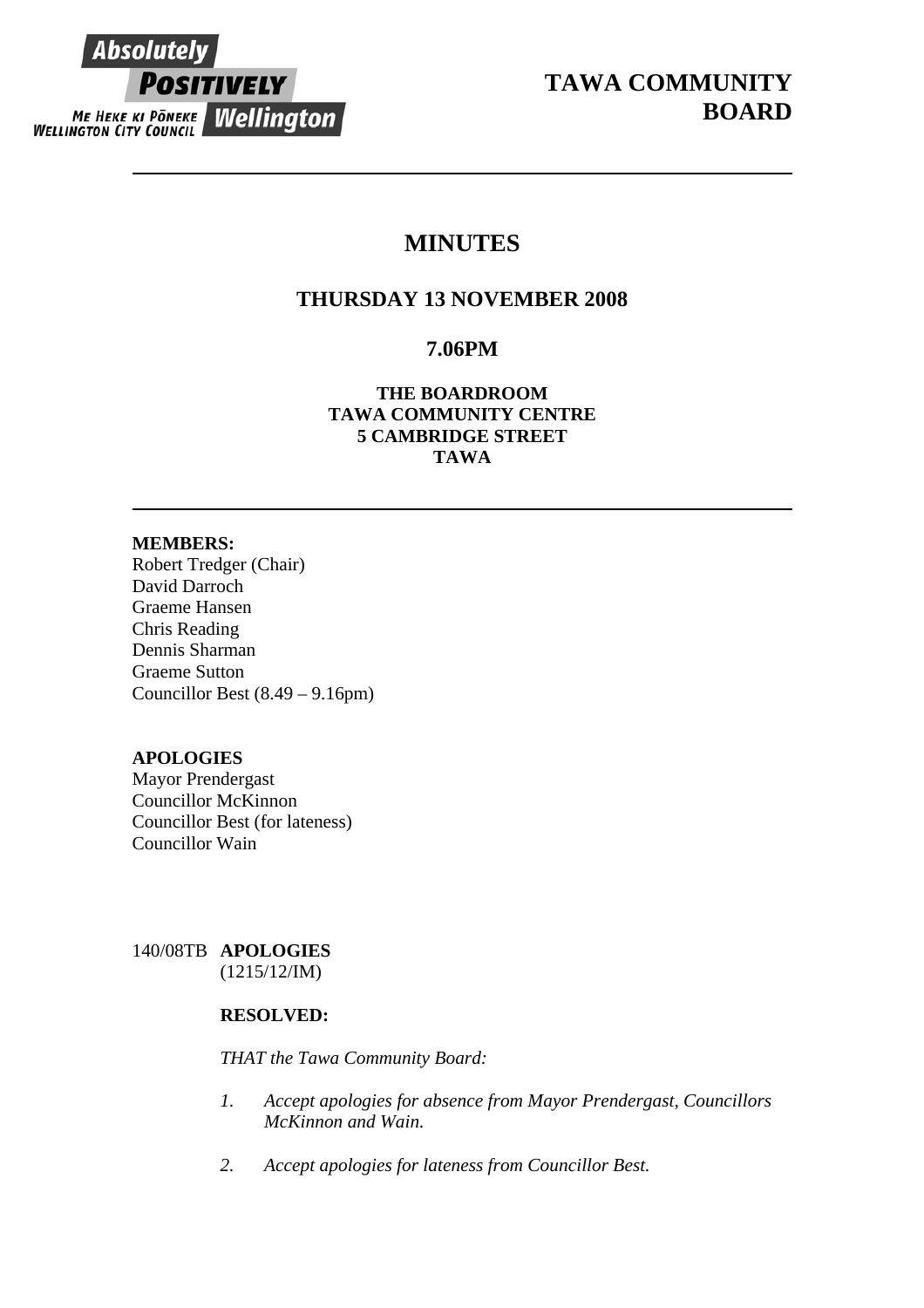Absolutely **POSITIVELY** Wellington
ME HEKE KI PŌNEKE
WELLINGTON CITY COUNCIL

# TAWA COMMUNITY BOARD

---

# MINUTES

## THURSDAY 13 NOVEMBER 2008

## 7.06PM

**THE BOARDROOM**
**TAWA COMMUNITY CENTRE**
**5 CAMBRIDGE STREET**
**TAWA**

---

**MEMBERS:**
Robert Tredger (Chair)
David Darroch
Graeme Hansen
Chris Reading
Dennis Sharman
Graeme Sutton
Councillor Best (8.49 – 9.16pm)

**APOLOGIES**
Mayor Prendergast
Councillor McKinnon
Councillor Best (for lateness)
Councillor Wain

140/08TB **APOLOGIES**
(1215/12/IM)

**RESOLVED:**

*THAT the Tawa Community Board:*

1. *Accept apologies for absence from Mayor Prendergast, Councillors McKinnon and Wain.*

2. *Accept apologies for lateness from Councillor Best.*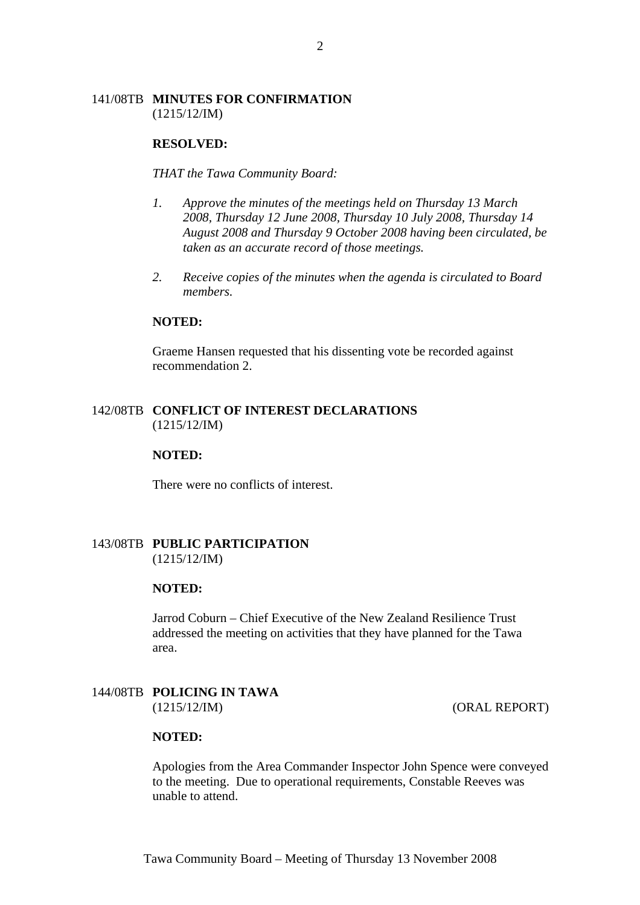141/08TB **MINUTES FOR CONFIRMATION**
(1215/12/IM)

**RESOLVED:**

*THAT the Tawa Community Board:*

1. *Approve the minutes of the meetings held on Thursday 13 March 2008, Thursday 12 June 2008, Thursday 10 July 2008, Thursday 14 August 2008 and Thursday 9 October 2008 having been circulated, be taken as an accurate record of those meetings.*

2. *Receive copies of the minutes when the agenda is circulated to Board members.*

**NOTED:**

Graeme Hansen requested that his dissenting vote be recorded against recommendation 2.

142/08TB **CONFLICT OF INTEREST DECLARATIONS**
(1215/12/IM)

**NOTED:**

There were no conflicts of interest.

143/08TB **PUBLIC PARTICIPATION**
(1215/12/IM)

**NOTED:**

Jarrod Coburn – Chief Executive of the New Zealand Resilience Trust addressed the meeting on activities that they have planned for the Tawa area.

144/08TB **POLICING IN TAWA**
(1215/12/IM) (ORAL REPORT)

**NOTED:**

Apologies from the Area Commander Inspector John Spence were conveyed to the meeting. Due to operational requirements, Constable Reeves was unable to attend.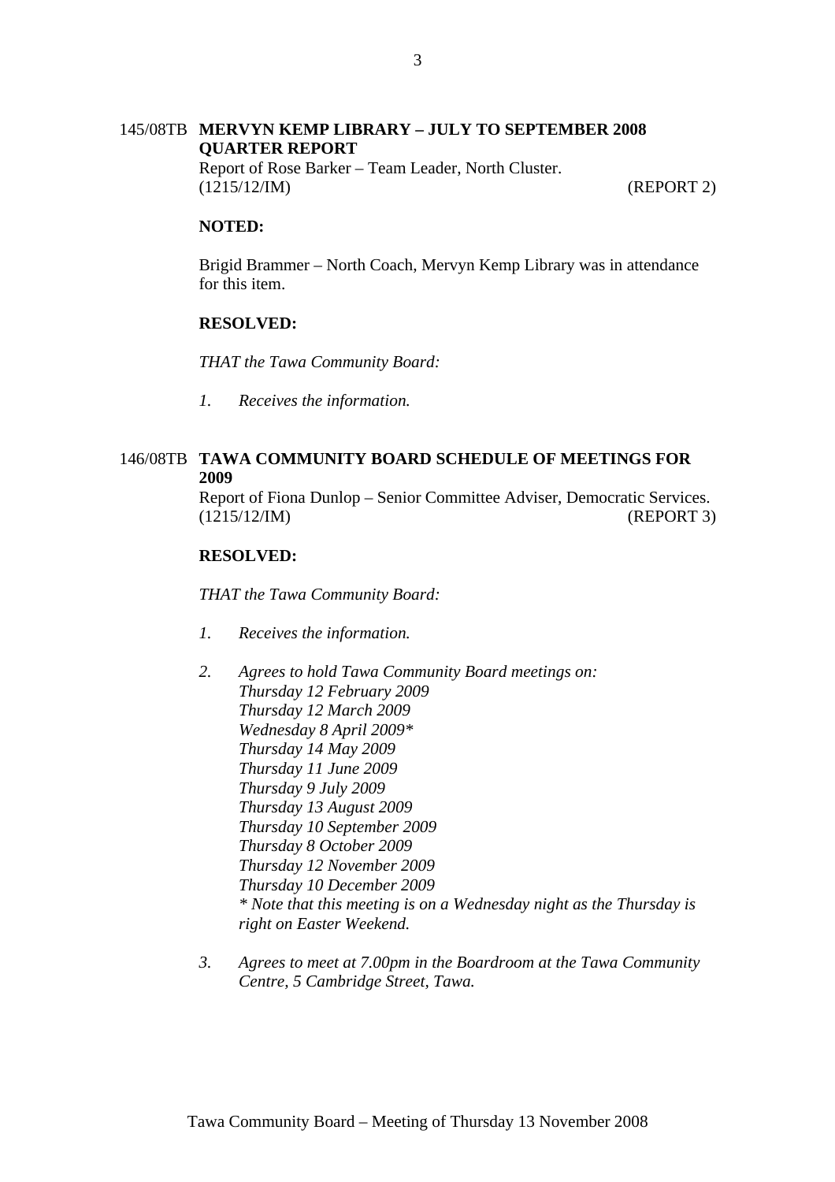## 145/08TB MERVYN KEMP LIBRARY – JULY TO SEPTEMBER 2008 QUARTER REPORT

Report of Rose Barker – Team Leader, North Cluster.
(1215/12/IM) (REPORT 2)

**NOTED:**

Brigid Brammer – North Coach, Mervyn Kemp Library was in attendance for this item.

**RESOLVED:**

*THAT the Tawa Community Board:*

*1. Receives the information.*

## 146/08TB TAWA COMMUNITY BOARD SCHEDULE OF MEETINGS FOR 2009

Report of Fiona Dunlop – Senior Committee Adviser, Democratic Services.
(1215/12/IM) (REPORT 3)

**RESOLVED:**

*THAT the Tawa Community Board:*

*1. Receives the information.*

*2. Agrees to hold Tawa Community Board meetings on:*
*Thursday 12 February 2009*
*Thursday 12 March 2009*
*Wednesday 8 April 2009\**
*Thursday 14 May 2009*
*Thursday 11 June 2009*
*Thursday 9 July 2009*
*Thursday 13 August 2009*
*Thursday 10 September 2009*
*Thursday 8 October 2009*
*Thursday 12 November 2009*
*Thursday 10 December 2009*
*\* Note that this meeting is on a Wednesday night as the Thursday is right on Easter Weekend.*

*3. Agrees to meet at 7.00pm in the Boardroom at the Tawa Community Centre, 5 Cambridge Street, Tawa.*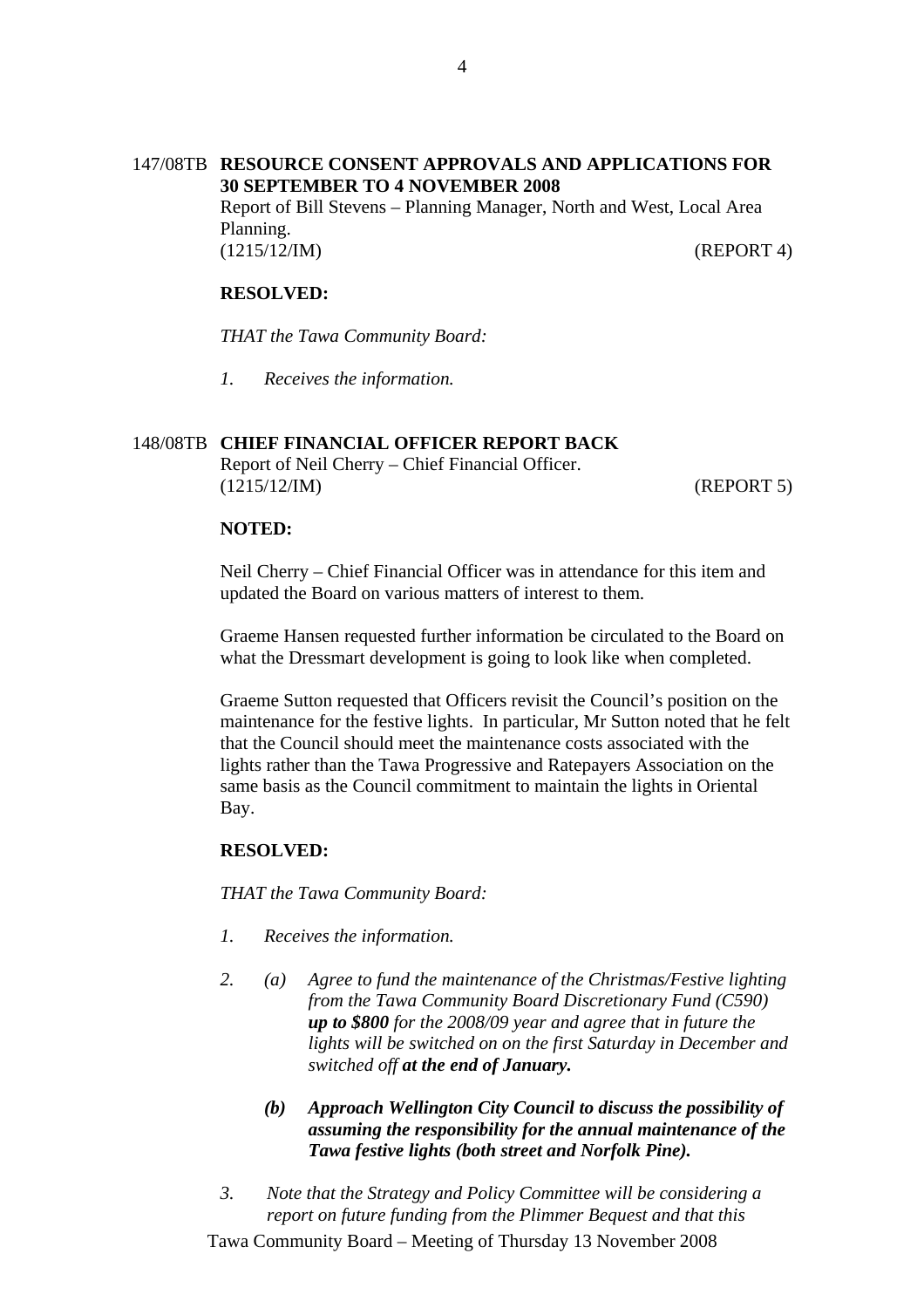147/08TB **RESOURCE CONSENT APPROVALS AND APPLICATIONS FOR 30 SEPTEMBER TO 4 NOVEMBER 2008**
Report of Bill Stevens – Planning Manager, North and West, Local Area Planning.
(1215/12/IM) (REPORT 4)

**RESOLVED:**

*THAT the Tawa Community Board:*

*1. Receives the information.*

148/08TB **CHIEF FINANCIAL OFFICER REPORT BACK**
Report of Neil Cherry – Chief Financial Officer.
(1215/12/IM) (REPORT 5)

**NOTED:**

Neil Cherry – Chief Financial Officer was in attendance for this item and updated the Board on various matters of interest to them.

Graeme Hansen requested further information be circulated to the Board on what the Dressmart development is going to look like when completed.

Graeme Sutton requested that Officers revisit the Council's position on the maintenance for the festive lights. In particular, Mr Sutton noted that he felt that the Council should meet the maintenance costs associated with the lights rather than the Tawa Progressive and Ratepayers Association on the same basis as the Council commitment to maintain the lights in Oriental Bay.

**RESOLVED:**

*THAT the Tawa Community Board:*

*1. Receives the information.*

*2. (a) Agree to fund the maintenance of the Christmas/Festive lighting from the Tawa Community Board Discretionary Fund (C590)* ***up to $800*** *for the 2008/09 year and agree that in future the lights will be switched on on the first Saturday in December and switched off* ***at the end of January.***

***(b) Approach Wellington City Council to discuss the possibility of assuming the responsibility for the annual maintenance of the Tawa festive lights (both street and Norfolk Pine).***

*3. Note that the Strategy and Policy Committee will be considering a report on future funding from the Plimmer Bequest and that this*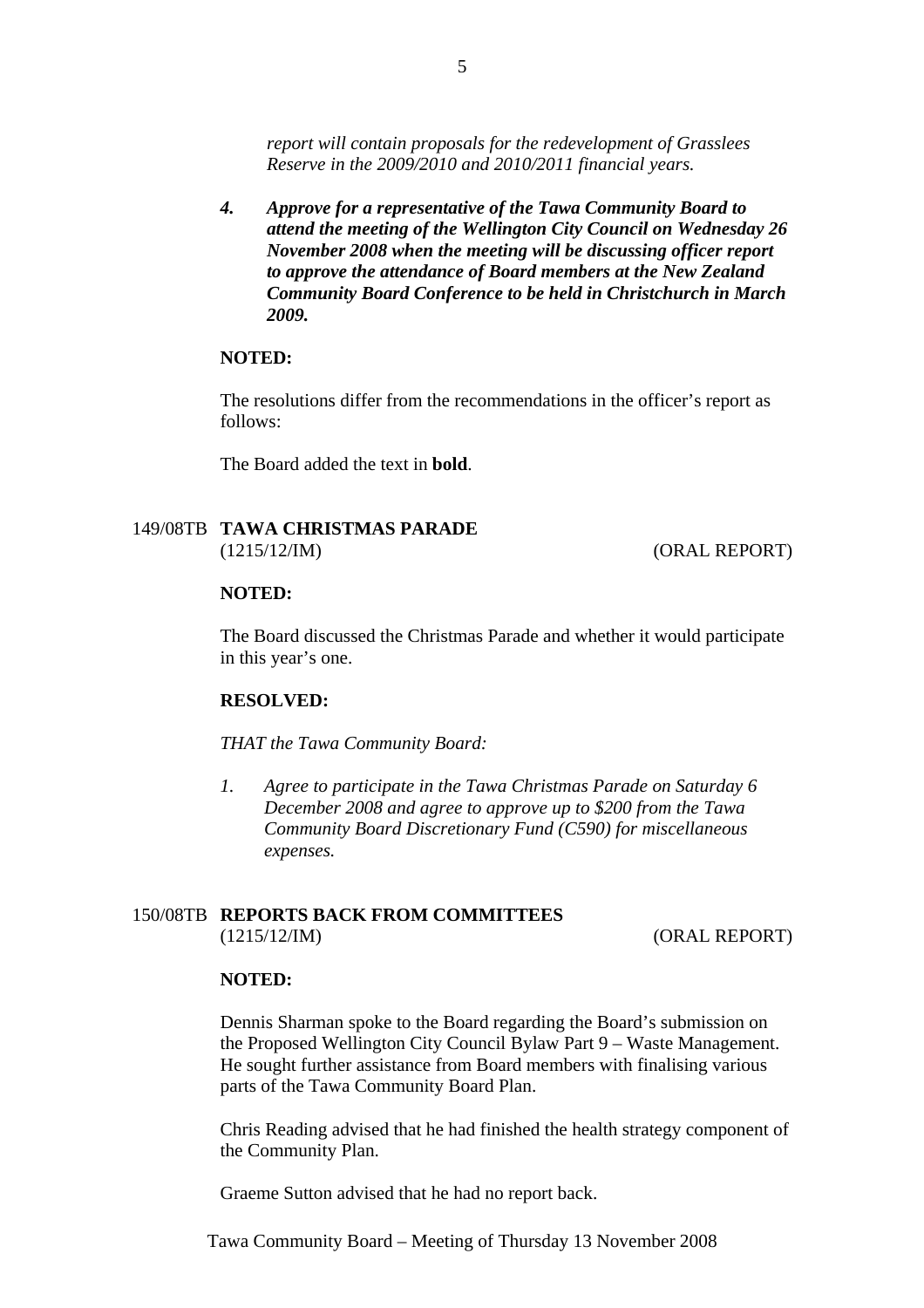*report will contain proposals for the redevelopment of Grasslees Reserve in the 2009/2010 and 2010/2011 financial years.*

***4. Approve for a representative of the Tawa Community Board to attend the meeting of the Wellington City Council on Wednesday 26 November 2008 when the meeting will be discussing officer report to approve the attendance of Board members at the New Zealand Community Board Conference to be held in Christchurch in March 2009.***

**NOTED:**

The resolutions differ from the recommendations in the officer's report as follows:

The Board added the text in **bold**.

## 149/08TB TAWA CHRISTMAS PARADE

(1215/12/IM) (ORAL REPORT)

**NOTED:**

The Board discussed the Christmas Parade and whether it would participate in this year's one.

**RESOLVED:**

*THAT the Tawa Community Board:*

*1. Agree to participate in the Tawa Christmas Parade on Saturday 6 December 2008 and agree to approve up to $200 from the Tawa Community Board Discretionary Fund (C590) for miscellaneous expenses.*

## 150/08TB REPORTS BACK FROM COMMITTEES

(1215/12/IM) (ORAL REPORT)

**NOTED:**

Dennis Sharman spoke to the Board regarding the Board's submission on the Proposed Wellington City Council Bylaw Part 9 – Waste Management. He sought further assistance from Board members with finalising various parts of the Tawa Community Board Plan.

Chris Reading advised that he had finished the health strategy component of the Community Plan.

Graeme Sutton advised that he had no report back.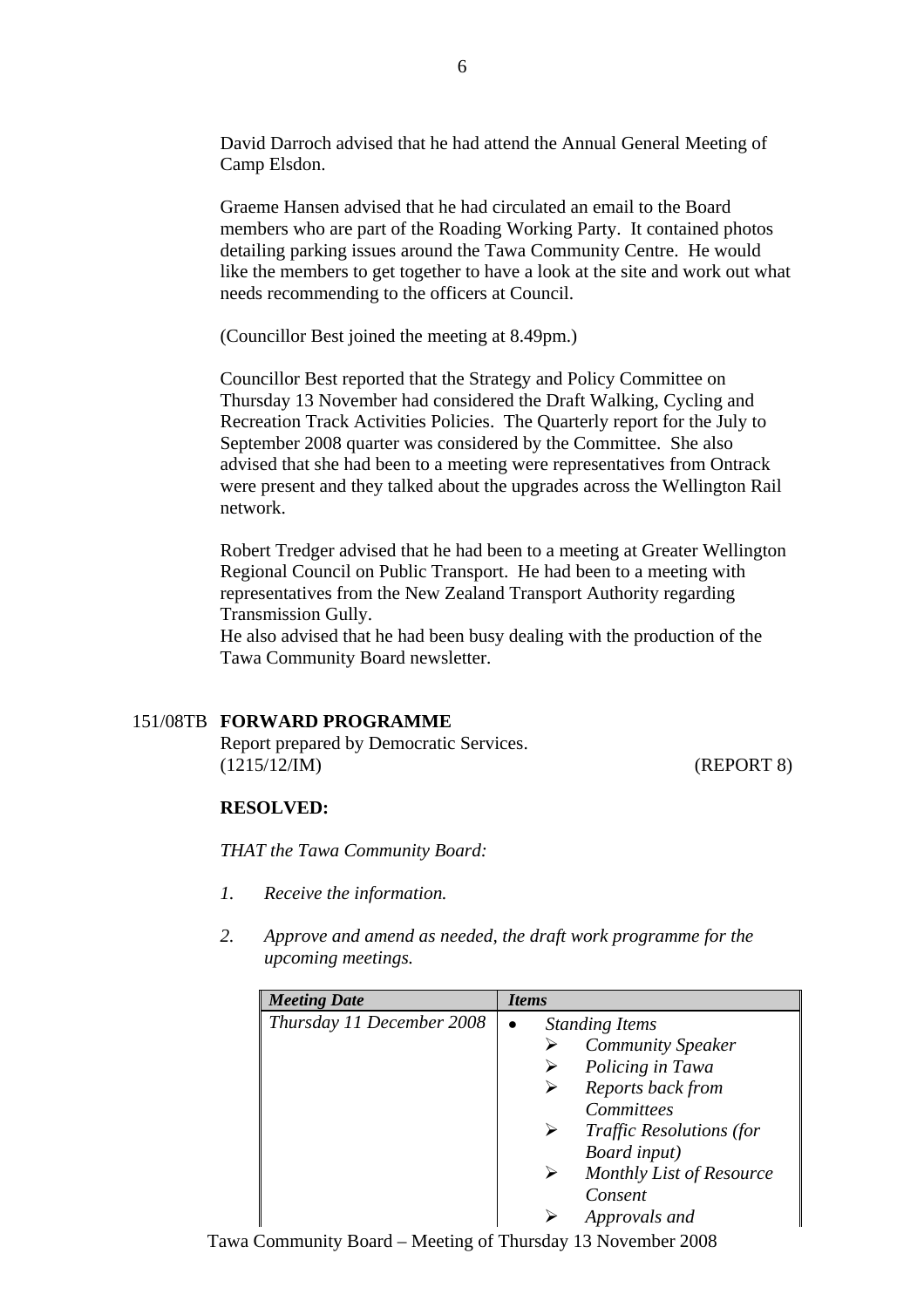David Darroch advised that he had attend the Annual General Meeting of Camp Elsdon.

Graeme Hansen advised that he had circulated an email to the Board members who are part of the Roading Working Party. It contained photos detailing parking issues around the Tawa Community Centre. He would like the members to get together to have a look at the site and work out what needs recommending to the officers at Council.

(Councillor Best joined the meeting at 8.49pm.)

Councillor Best reported that the Strategy and Policy Committee on Thursday 13 November had considered the Draft Walking, Cycling and Recreation Track Activities Policies. The Quarterly report for the July to September 2008 quarter was considered by the Committee. She also advised that she had been to a meeting were representatives from Ontrack were present and they talked about the upgrades across the Wellington Rail network.

Robert Tredger advised that he had been to a meeting at Greater Wellington Regional Council on Public Transport. He had been to a meeting with representatives from the New Zealand Transport Authority regarding Transmission Gully.
He also advised that he had been busy dealing with the production of the Tawa Community Board newsletter.

151/08TB **FORWARD PROGRAMME**
Report prepared by Democratic Services.
(1215/12/IM) (REPORT 8)

**RESOLVED:**

*THAT the Tawa Community Board:*

1. *Receive the information.*

2. *Approve and amend as needed, the draft work programme for the upcoming meetings.*

| ***Meeting Date*** | ***Items*** |
|---|---|
| *Thursday 11 December 2008* | • *Standing Items*<br>➢ *Community Speaker*<br>➢ *Policing in Tawa*<br>➢ *Reports back from Committees*<br>➢ *Traffic Resolutions (for Board input)*<br>➢ *Monthly List of Resource Consent*<br>➢ *Approvals and* |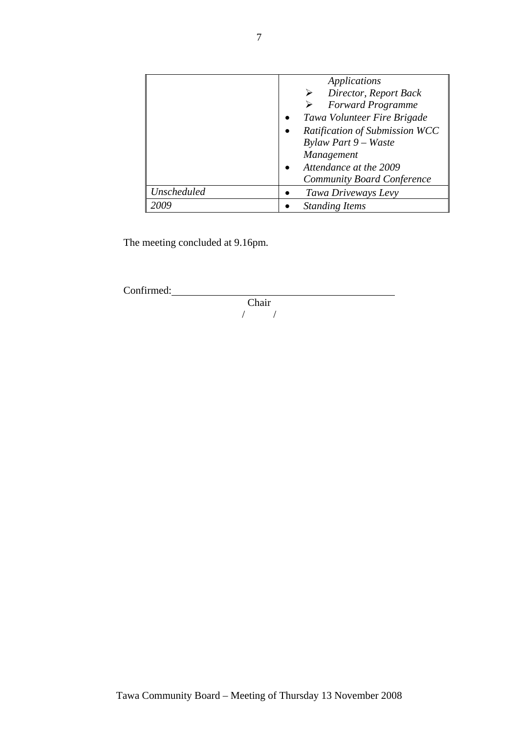| | |
|---|---|
| | *Applications*<br>➢ *Director, Report Back*<br>➢ *Forward Programme*<br>• *Tawa Volunteer Fire Brigade*<br>• *Ratification of Submission WCC Bylaw Part 9 – Waste Management*<br>• *Attendance at the 2009 Community Board Conference* |
| *Unscheduled* | • *Tawa Driveways Levy* |
| *2009* | • *Standing Items* |

The meeting concluded at 9.16pm.

Confirmed:\_\_\_\_\_\_\_\_\_\_\_\_\_\_\_\_\_\_\_\_\_\_\_\_\_\_\_\_\_\_\_\_\_\_\_\_\_\_\_\_

Chair

/ /